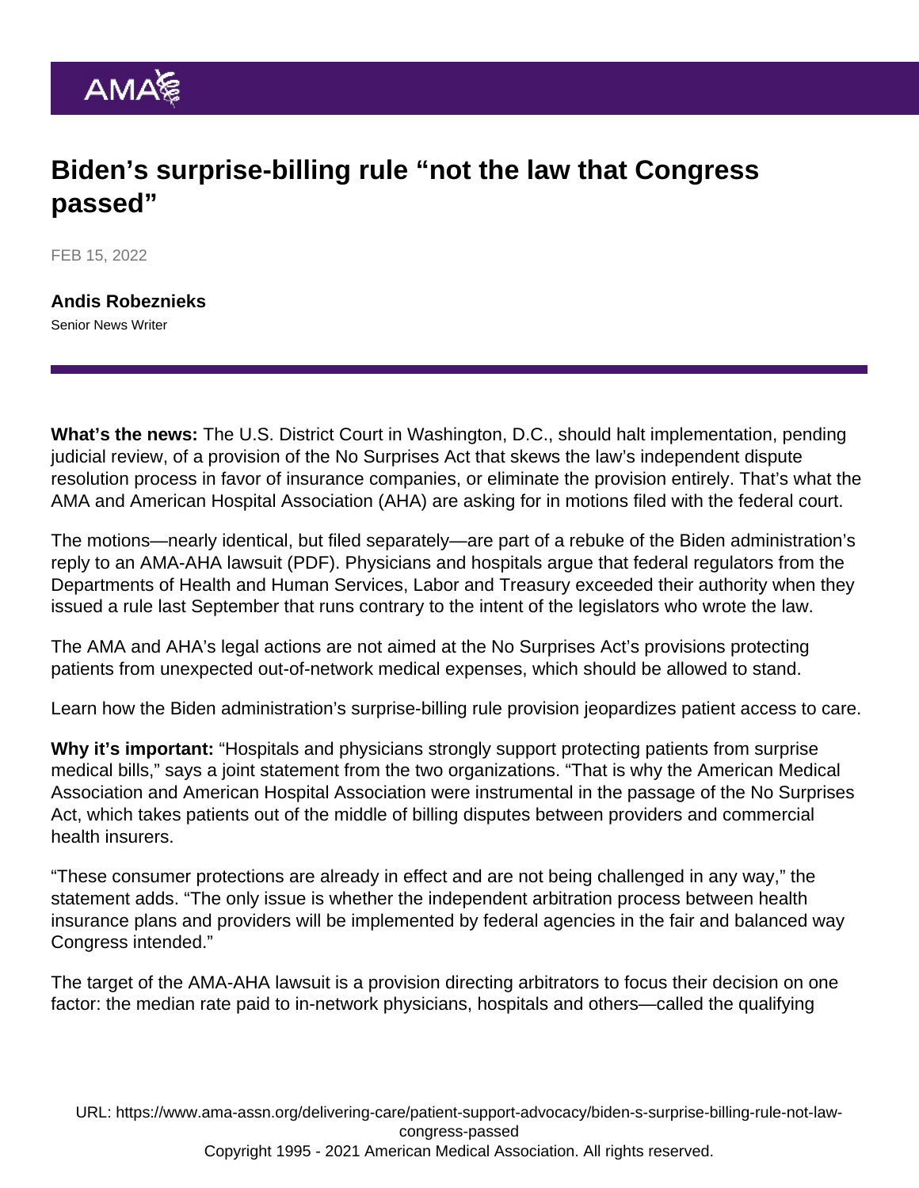# Biden's surprise-billing rule "not the law that Congress passed"

FEB 15, 2022

**Andis Robeznieks**
Senior News Writer

---

**What's the news:** The U.S. District Court in Washington, D.C., should halt implementation, pending judicial review, of a provision of the No Surprises Act that skews the law's independent dispute resolution process in favor of insurance companies, or eliminate the provision entirely. That's what the AMA and American Hospital Association (AHA) are asking for in motions filed with the federal court.

The motions—nearly identical, but filed separately—are part of a rebuke of the Biden administration's reply to an AMA-AHA lawsuit (PDF). Physicians and hospitals argue that federal regulators from the Departments of Health and Human Services, Labor and Treasury exceeded their authority when they issued a rule last September that runs contrary to the intent of the legislators who wrote the law.

The AMA and AHA's legal actions are not aimed at the No Surprises Act's provisions protecting patients from unexpected out-of-network medical expenses, which should be allowed to stand.

Learn how the Biden administration's surprise-billing rule provision jeopardizes patient access to care.

**Why it's important:** "Hospitals and physicians strongly support protecting patients from surprise medical bills," says a joint statement from the two organizations. "That is why the American Medical Association and American Hospital Association were instrumental in the passage of the No Surprises Act, which takes patients out of the middle of billing disputes between providers and commercial health insurers.

"These consumer protections are already in effect and are not being challenged in any way," the statement adds. "The only issue is whether the independent arbitration process between health insurance plans and providers will be implemented by federal agencies in the fair and balanced way Congress intended."

The target of the AMA-AHA lawsuit is a provision directing arbitrators to focus their decision on one factor: the median rate paid to in-network physicians, hospitals and others—called the qualifying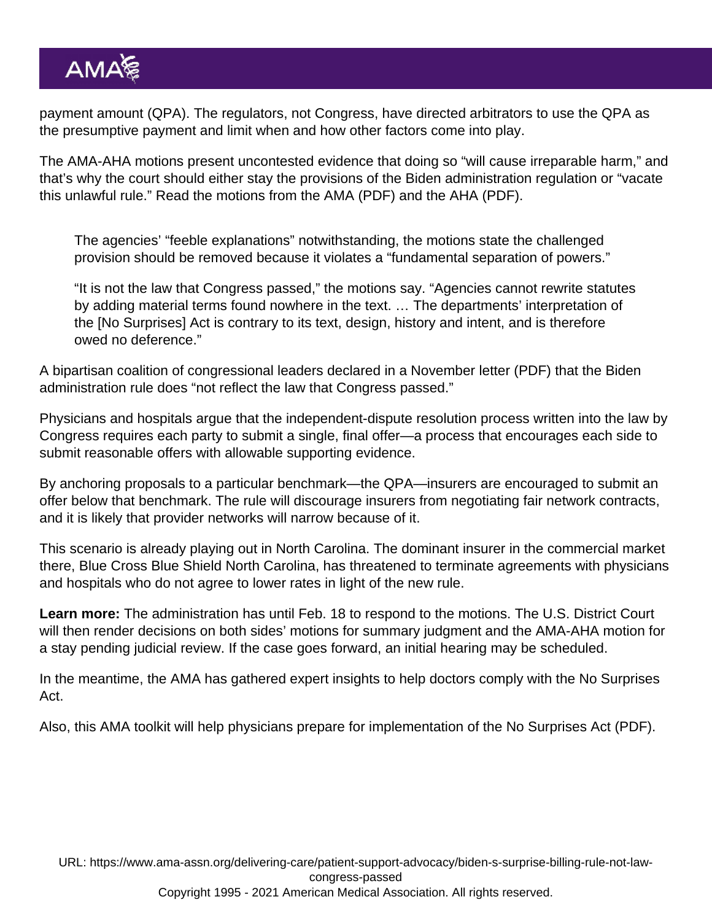payment amount (QPA). The regulators, not Congress, have directed arbitrators to use the QPA as the presumptive payment and limit when and how other factors come into play.

The AMA-AHA motions present uncontested evidence that doing so "will cause irreparable harm," and that's why the court should either stay the provisions of the Biden administration regulation or "vacate this unlawful rule." Read the motions from the AMA (PDF) and the AHA (PDF).

> The agencies' "feeble explanations" notwithstanding, the motions state the challenged provision should be removed because it violates a "fundamental separation of powers."
>
> "It is not the law that Congress passed," the motions say. "Agencies cannot rewrite statutes by adding material terms found nowhere in the text. … The departments' interpretation of the [No Surprises] Act is contrary to its text, design, history and intent, and is therefore owed no deference."

A bipartisan coalition of congressional leaders declared in a November letter (PDF) that the Biden administration rule does "not reflect the law that Congress passed."

Physicians and hospitals argue that the independent-dispute resolution process written into the law by Congress requires each party to submit a single, final offer—a process that encourages each side to submit reasonable offers with allowable supporting evidence.

By anchoring proposals to a particular benchmark—the QPA—insurers are encouraged to submit an offer below that benchmark. The rule will discourage insurers from negotiating fair network contracts, and it is likely that provider networks will narrow because of it.

This scenario is already playing out in North Carolina. The dominant insurer in the commercial market there, Blue Cross Blue Shield North Carolina, has threatened to terminate agreements with physicians and hospitals who do not agree to lower rates in light of the new rule.

**Learn more:** The administration has until Feb. 18 to respond to the motions. The U.S. District Court will then render decisions on both sides' motions for summary judgment and the AMA-AHA motion for a stay pending judicial review. If the case goes forward, an initial hearing may be scheduled.

In the meantime, the AMA has gathered expert insights to help doctors comply with the No Surprises Act.

Also, this AMA toolkit will help physicians prepare for implementation of the No Surprises Act (PDF).